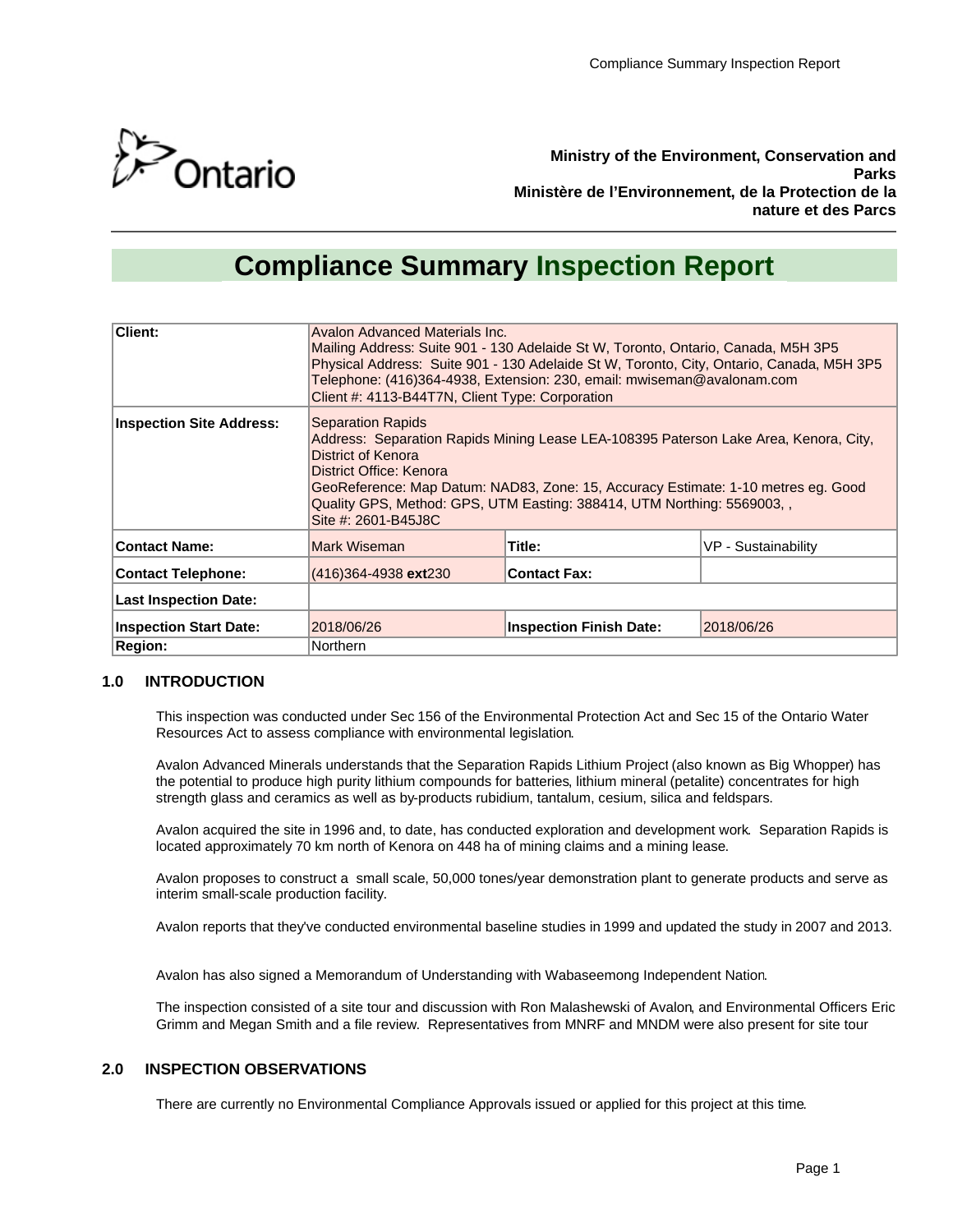Ministry of the Environment, Conservation and Parks
Ministère de l'Environnement, de la Protection de la nature et des Parcs

# Compliance Summary Inspection Report

| | | | |
|---|---|---|---|
| **Client:** | Avalon Advanced Materials Inc.<br>Mailing Address: Suite 901 - 130 Adelaide St W, Toronto, Ontario, Canada, M5H 3P5<br>Physical Address: Suite 901 - 130 Adelaide St W, Toronto, City, Ontario, Canada, M5H 3P5<br>Telephone: (416)364-4938, Extension: 230, email: mwiseman@avalonam.com<br>Client #: 4113-B44T7N, Client Type: Corporation | | |
| **Inspection Site Address:** | Separation Rapids<br>Address: Separation Rapids Mining Lease LEA-108395 Paterson Lake Area, Kenora, City, District of Kenora<br>District Office: Kenora<br>GeoReference: Map Datum: NAD83, Zone: 15, Accuracy Estimate: 1-10 metres eg. Good Quality GPS, Method: GPS, UTM Easting: 388414, UTM Northing: 5569003, ,<br>Site #: 2601-B45J8C | | |
| **Contact Name:** | Mark Wiseman | **Title:** | VP - Sustainability |
| **Contact Telephone:** | (416)364-4938 **ext**230 | **Contact Fax:** | |
| **Last Inspection Date:** | | | |
| **Inspection Start Date:** | 2018/06/26 | **Inspection Finish Date:** | 2018/06/26 |
| **Region:** | Northern | | |

## 1.0 INTRODUCTION

This inspection was conducted under Sec 156 of the Environmental Protection Act and Sec 15 of the Ontario Water Resources Act to assess compliance with environmental legislation.

Avalon Advanced Minerals understands that the Separation Rapids Lithium Project (also known as Big Whopper) has the potential to produce high purity lithium compounds for batteries, lithium mineral (petalite) concentrates for high strength glass and ceramics as well as by-products rubidium, tantalum, cesium, silica and feldspars.

Avalon acquired the site in 1996 and, to date, has conducted exploration and development work. Separation Rapids is located approximately 70 km north of Kenora on 448 ha of mining claims and a mining lease.

Avalon proposes to construct a small scale, 50,000 tones/year demonstration plant to generate products and serve as interim small-scale production facility.

Avalon reports that they've conducted environmental baseline studies in 1999 and updated the study in 2007 and 2013.

Avalon has also signed a Memorandum of Understanding with Wabaseemong Independent Nation.

The inspection consisted of a site tour and discussion with Ron Malashewski of Avalon, and Environmental Officers Eric Grimm and Megan Smith and a file review. Representatives from MNRF and MNDM were also present for site tour

## 2.0 INSPECTION OBSERVATIONS

There are currently no Environmental Compliance Approvals issued or applied for this project at this time.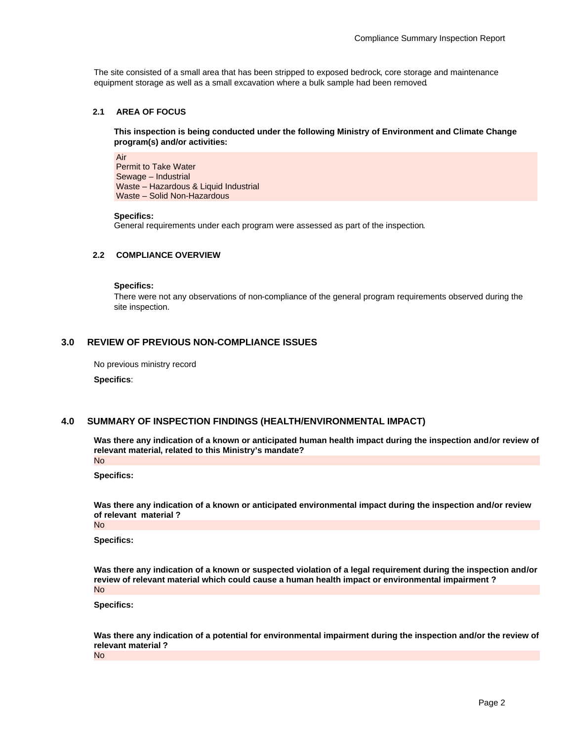The site consisted of a small area that has been stripped to exposed bedrock, core storage and maintenance equipment storage as well as a small excavation where a bulk sample had been removed.

### 2.1 AREA OF FOCUS

**This inspection is being conducted under the following Ministry of Environment and Climate Change program(s) and/or activities:**

Air
Permit to Take Water
Sewage – Industrial
Waste – Hazardous & Liquid Industrial
Waste – Solid Non-Hazardous

**Specifics:**
General requirements under each program were assessed as part of the inspection.

### 2.2 COMPLIANCE OVERVIEW

**Specifics:**
There were not any observations of non-compliance of the general program requirements observed during the site inspection.

## 3.0 REVIEW OF PREVIOUS NON-COMPLIANCE ISSUES

No previous ministry record

**Specifics**:

## 4.0 SUMMARY OF INSPECTION FINDINGS (HEALTH/ENVIRONMENTAL IMPACT)

**Was there any indication of a known or anticipated human health impact during the inspection and/or review of relevant material, related to this Ministry's mandate?**
No

**Specifics:**

**Was there any indication of a known or anticipated environmental impact during the inspection and/or review of relevant material ?**
No

**Specifics:**

**Was there any indication of a known or suspected violation of a legal requirement during the inspection and/or review of relevant material which could cause a human health impact or environmental impairment ?**
No

**Specifics:**

**Was there any indication of a potential for environmental impairment during the inspection and/or the review of relevant material ?**
No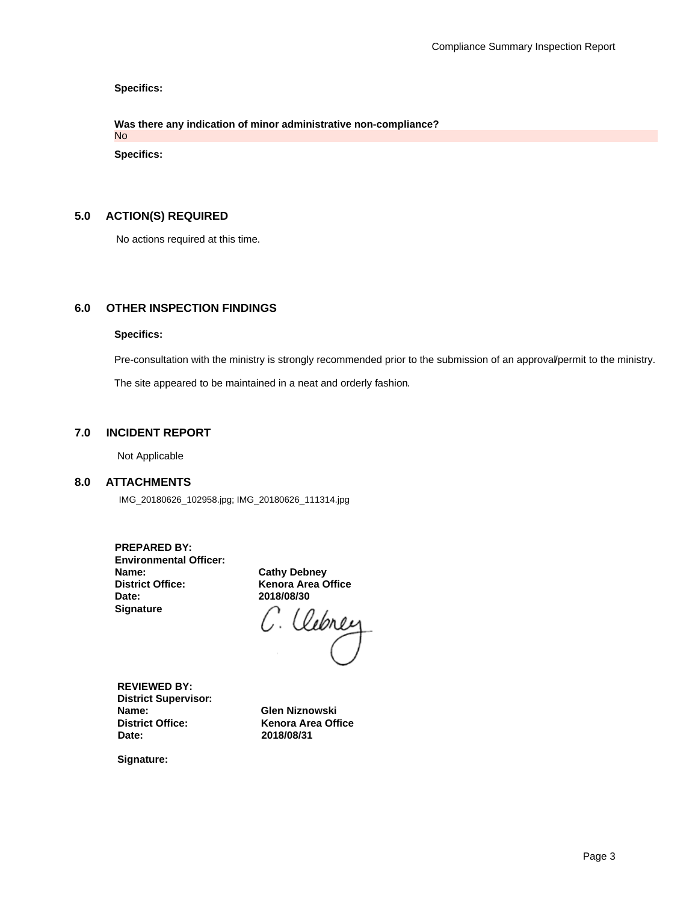**Specifics:**

**Was there any indication of minor administrative non-compliance?**

No

**Specifics:**

## 5.0 ACTION(S) REQUIRED

No actions required at this time.

## 6.0 OTHER INSPECTION FINDINGS

**Specifics:**

Pre-consultation with the ministry is strongly recommended prior to the submission of an approval/permit to the ministry.

The site appeared to be maintained in a neat and orderly fashion.

## 7.0 INCIDENT REPORT

Not Applicable

## 8.0 ATTACHMENTS

IMG_20180626_102958.jpg; IMG_20180626_111314.jpg

**PREPARED BY:**
**Environmental Officer:**

| | |
|---|---|
| **Name:** | **Cathy Debney** |
| **District Office:** | **Kenora Area Office** |
| **Date:** | **2018/08/30** |
| **Signature** | C. Debney |

**REVIEWED BY:**
**District Supervisor:**

| | |
|---|---|
| **Name:** | **Glen Niznowski** |
| **District Office:** | **Kenora Area Office** |
| **Date:** | **2018/08/31** |

**Signature:**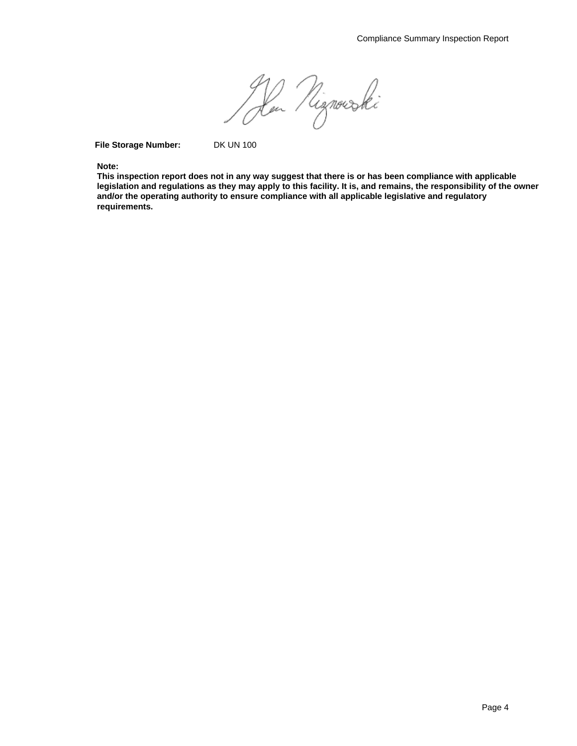**File Storage Number:** DK UN 100

**Note:**
**This inspection report does not in any way suggest that there is or has been compliance with applicable legislation and regulations as they may apply to this facility. It is, and remains, the responsibility of the owner and/or the operating authority to ensure compliance with all applicable legislative and regulatory requirements.**